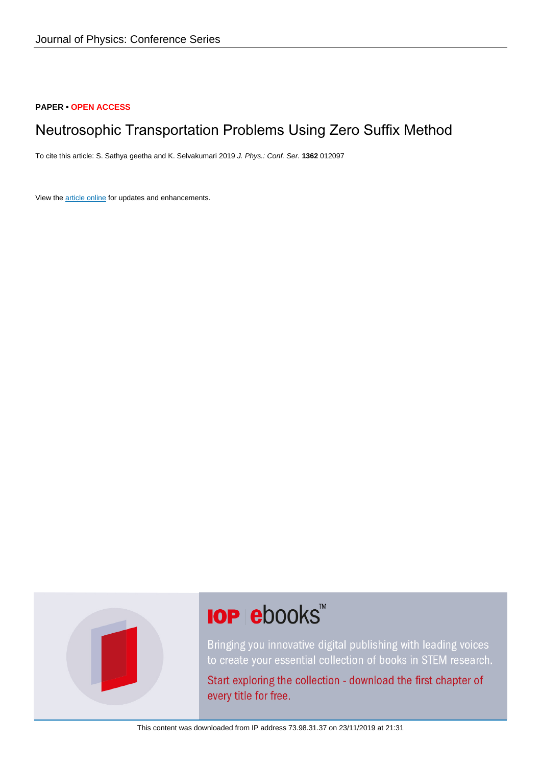PAPER • OPEN ACCESS

# Neutrosophic Transportation Problems Using Zero Suffix Method

To cite this article: S. Sathya geetha and K. Selvakumari 2019 *J. Phys.: Conf. Ser.* **1362** 012097

View the article online for updates and enhancements.

IOP ebooks™

Bringing you innovative digital publishing with leading voices to create your essential collection of books in STEM research.

Start exploring the collection - download the first chapter of every title for free.

This content was downloaded from IP address 73.98.31.37 on 23/11/2019 at 21:31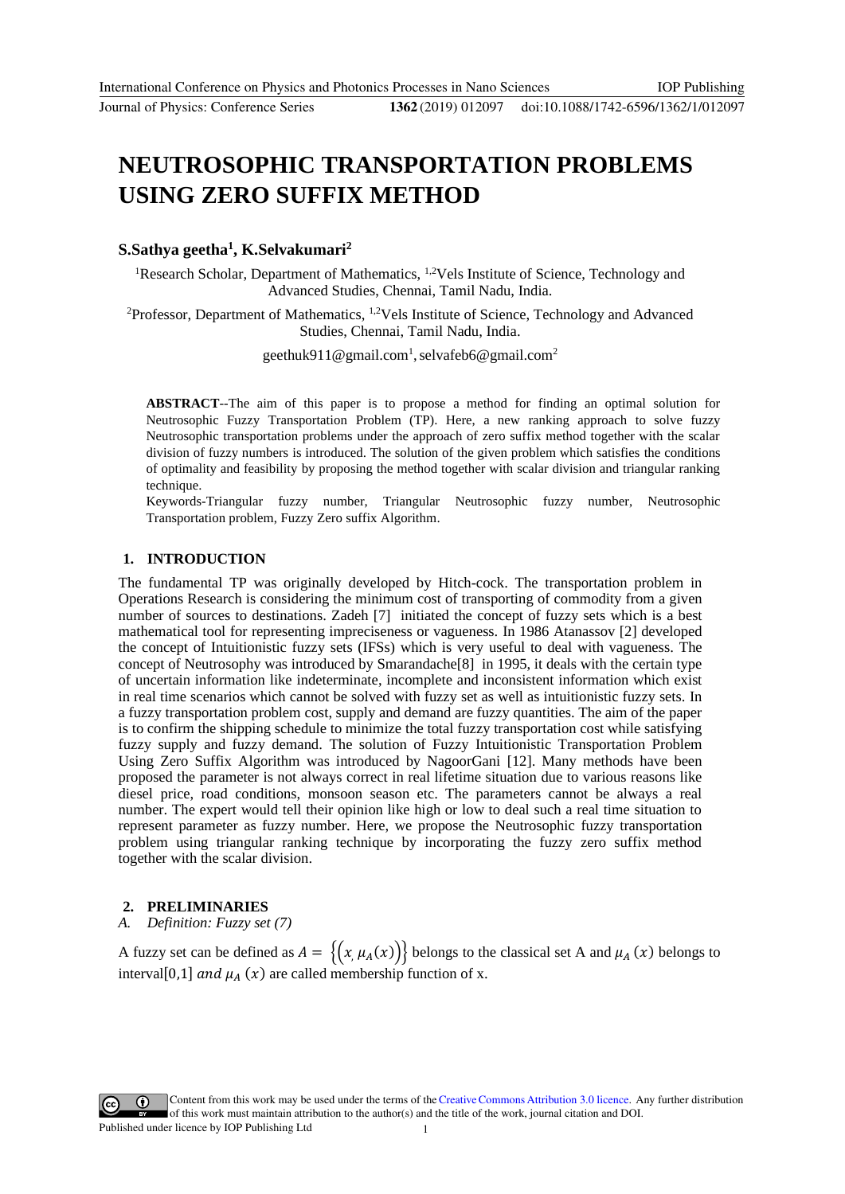# NEUTROSOPHIC TRANSPORTATION PROBLEMS USING ZERO SUFFIX METHOD

**S.Sathya geetha[1], K.Selvakumari[2]**

[1]Research Scholar, Department of Mathematics, [1,2]Vels Institute of Science, Technology and Advanced Studies, Chennai, Tamil Nadu, India.

[2]Professor, Department of Mathematics, [1,2]Vels Institute of Science, Technology and Advanced Studies, Chennai, Tamil Nadu, India.

geethuk911@gmail.com[1], selvafeb6@gmail.com[2]

**ABSTRACT**--The aim of this paper is to propose a method for finding an optimal solution for Neutrosophic Fuzzy Transportation Problem (TP). Here, a new ranking approach to solve fuzzy Neutrosophic transportation problems under the approach of zero suffix method together with the scalar division of fuzzy numbers is introduced. The solution of the given problem which satisfies the conditions of optimality and feasibility by proposing the method together with scalar division and triangular ranking technique.

Keywords-Triangular fuzzy number, Triangular Neutrosophic fuzzy number, Neutrosophic Transportation problem, Fuzzy Zero suffix Algorithm.

## 1. INTRODUCTION

The fundamental TP was originally developed by Hitch-cock. The transportation problem in Operations Research is considering the minimum cost of transporting of commodity from a given number of sources to destinations. Zadeh [7] initiated the concept of fuzzy sets which is a best mathematical tool for representing impreciseness or vagueness. In 1986 Atanassov [2] developed the concept of Intuitionistic fuzzy sets (IFSs) which is very useful to deal with vagueness. The concept of Neutrosophy was introduced by Smarandache[8] in 1995, it deals with the certain type of uncertain information like indeterminate, incomplete and inconsistent information which exist in real time scenarios which cannot be solved with fuzzy set as well as intuitionistic fuzzy sets. In a fuzzy transportation problem cost, supply and demand are fuzzy quantities. The aim of the paper is to confirm the shipping schedule to minimize the total fuzzy transportation cost while satisfying fuzzy supply and fuzzy demand. The solution of Fuzzy Intuitionistic Transportation Problem Using Zero Suffix Algorithm was introduced by NagoorGani [12]. Many methods have been proposed the parameter is not always correct in real lifetime situation due to various reasons like diesel price, road conditions, monsoon season etc. The parameters cannot be always a real number. The expert would tell their opinion like high or low to deal such a real time situation to represent parameter as fuzzy number. Here, we propose the Neutrosophic fuzzy transportation problem using triangular ranking technique by incorporating the fuzzy zero suffix method together with the scalar division.

## 2. PRELIMINARIES

*A. Definition: Fuzzy set (7)*

A fuzzy set can be defined as $A = \{(x, \mu_A(x))\}$ belongs to the classical set A and $\mu_A(x)$ belongs to interval$[0,1]$ $and$ $\mu_A(x)$ are called membership function of x.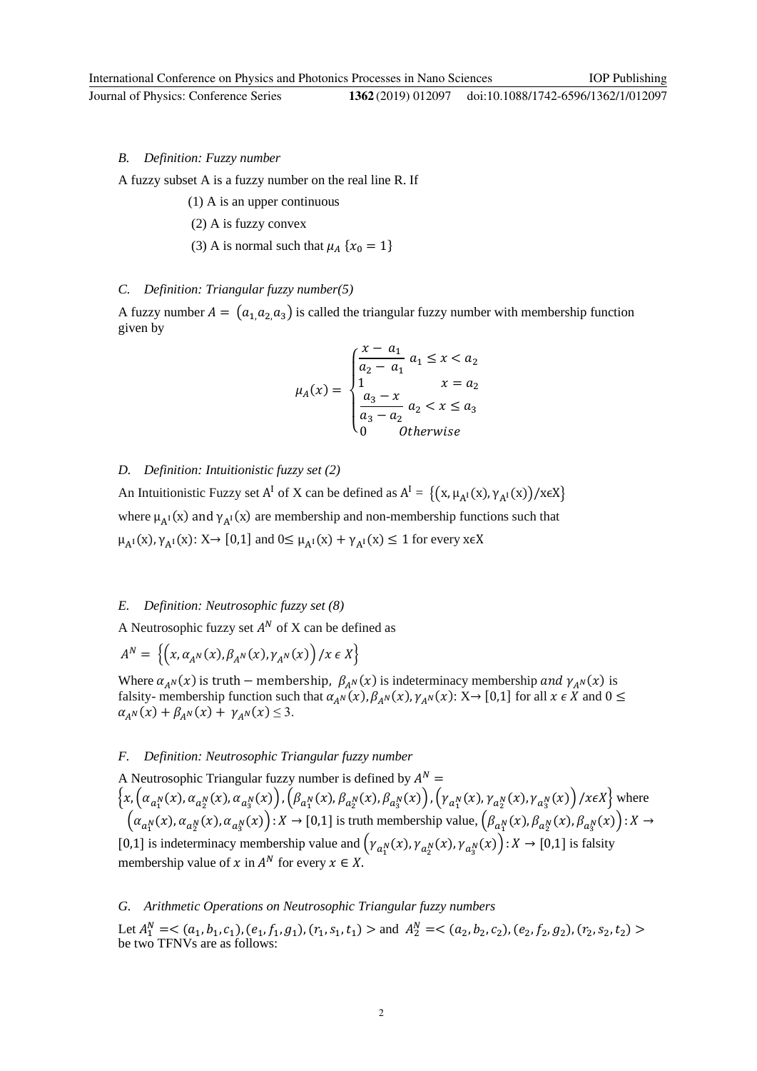### *B. Definition: Fuzzy number*

A fuzzy subset A is a fuzzy number on the real line R. If

(1) A is an upper continuous

(2) A is fuzzy convex

(3) A is normal such that $\mu_A \{x_0 = 1\}$

### *C. Definition: Triangular fuzzy number(5)*

A fuzzy number $A = (a_{1,} a_{2,} a_3)$ is called the triangular fuzzy number with membership function given by

$$\mu_A(x) = \begin{cases} \dfrac{x - a_1}{a_2 - a_1} & a_1 \leq x < a_2 \\ 1 & x = a_2 \\ \dfrac{a_3 - x}{a_3 - a_2} & a_2 < x \leq a_3 \\ 0 & Otherwise \end{cases}$$

### *D. Definition: Intuitionistic fuzzy set (2)*

An Intuitionistic Fuzzy set $A^I$ of X can be defined as $A^I = \{(x, \mu_{A^I}(x), \gamma_{A^I}(x))/x\epsilon X\}$ where $\mu_{A^I}(x)$ and $\gamma_{A^I}(x)$ are membership and non-membership functions such that $\mu_{A^I}(x), \gamma_{A^I}(x)$: X→ [0,1] and $0 \leq \mu_{A^I}(x) + \gamma_{A^I}(x) \leq 1$ for every x϶X

### *E. Definition: Neutrosophic fuzzy set (8)*

A Neutrosophic fuzzy set $A^N$ of X can be defined as

$$A^N = \left\{\left(x, \alpha_{A^N}(x), \beta_{A^N}(x), \gamma_{A^N}(x)\right)/x \epsilon X\right\}$$

Where $\alpha_{A^N}(x)$ is truth − membership, $\beta_{A^N}(x)$ is indeterminacy membership *and* $\gamma_{A^N}(x)$ is falsity- membership function such that $\alpha_{A^N}(x), \beta_{A^N}(x), \gamma_{A^N}(x)$: X→ [0,1] for all $x \epsilon X$ and $0 \leq \alpha_{A^N}(x) + \beta_{A^N}(x) + \gamma_{A^N}(x) \leq 3$.

### *F. Definition: Neutrosophic Triangular fuzzy number*

A Neutrosophic Triangular fuzzy number is defined by $A^N = \left\{x, \left(\alpha_{a_1^N}(x), \alpha_{a_2^N}(x), \alpha_{a_3^N}(x)\right), \left(\beta_{a_1^N}(x), \beta_{a_2^N}(x), \beta_{a_3^N}(x)\right), \left(\gamma_{a_1^N}(x), \gamma_{a_2^N}(x), \gamma_{a_3^N}(x)\right)/x\epsilon X\right\}$ where $\left(\alpha_{a_1^N}(x), \alpha_{a_2^N}(x), \alpha_{a_3^N}(x)\right): X \rightarrow [0,1]$ is truth membership value, $\left(\beta_{a_1^N}(x), \beta_{a_2^N}(x), \beta_{a_3^N}(x)\right): X \rightarrow [0,1]$ is indeterminacy membership value and $\left(\gamma_{a_1^N}(x), \gamma_{a_2^N}(x), \gamma_{a_3^N}(x)\right): X \rightarrow [0,1]$ is falsity membership value of $x$ in $A^N$ for every $x \in X$.

### *G. Arithmetic Operations on Neutrosophic Triangular fuzzy numbers*

Let $A_1^N =< (a_1, b_1, c_1), (e_1, f_1, g_1), (r_1, s_1, t_1) >$ and $A_2^N =< (a_2, b_2, c_2), (e_2, f_2, g_2), (r_2, s_2, t_2) >$ be two TFNVs are as follows: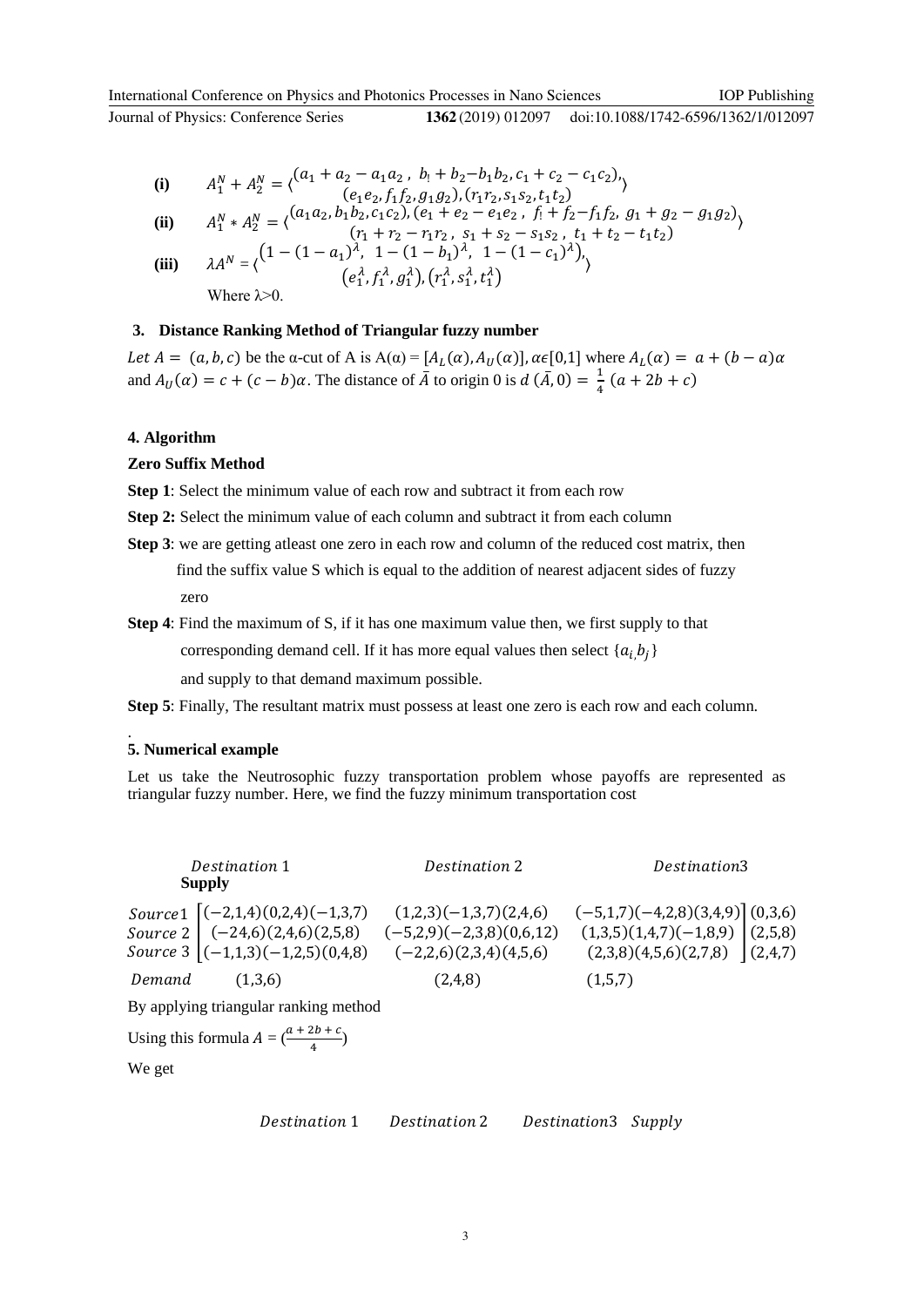**(i)** $A_1^N + A_2^N = \langle \begin{matrix} (a_1 + a_2 - a_1 a_2\,,\ b_! + b_2 - b_1 b_2, c_1 + c_2 - c_1 c_2), \\ (e_1 e_2, f_1 f_2, g_1 g_2), (r_1 r_2, s_1 s_2, t_1 t_2) \end{matrix} \rangle$

**(ii)** $A_1^N * A_2^N = \langle \begin{matrix} (a_1 a_2, b_1 b_2, c_1 c_2), (e_1 + e_2 - e_1 e_2\,,\ f_! + f_2 - f_1 f_2,\ g_1 + g_2 - g_1 g_2) \\ (r_1 + r_2 - r_1 r_2\,,\ s_1 + s_2 - s_1 s_2\,,\ t_1 + t_2 - t_1 t_2) \end{matrix} \rangle$

**(iii)** $\lambda A^N = \langle \begin{matrix} (1 - (1 - a_1)^\lambda,\ 1 - (1 - b_1)^\lambda,\ 1 - (1 - c_1)^\lambda), \\ (e_1^\lambda, f_1^\lambda, g_1^\lambda), (r_1^\lambda, s_1^\lambda, t_1^\lambda) \end{matrix} \rangle$

Where $\lambda > 0$.

### 3. Distance Ranking Method of Triangular fuzzy number

*Let* $A = (a, b, c)$ be the α-cut of A is $A(\alpha) = [A_L(\alpha), A_U(\alpha)], \alpha \epsilon [0,1]$ where $A_L(\alpha) = a + (b - a)\alpha$ and $A_U(\alpha) = c + (c - b)\alpha$. The distance of $\bar{A}$ to origin 0 is $d(\bar{A}, 0) = \frac{1}{4}(a + 2b + c)$

### 4. Algorithm

**Zero Suffix Method**

**Step 1**: Select the minimum value of each row and subtract it from each row

**Step 2:** Select the minimum value of each column and subtract it from each column

**Step 3**: we are getting atleast one zero in each row and column of the reduced cost matrix, then find the suffix value S which is equal to the addition of nearest adjacent sides of fuzzy zero

**Step 4**: Find the maximum of S, if it has one maximum value then, we first supply to that corresponding demand cell. If it has more equal values then select $\{a_i, b_j\}$ and supply to that demand maximum possible.

**Step 5**: Finally, The resultant matrix must possess at least one zero is each row and each column.

### 5. Numerical example

Let us take the Neutrosophic fuzzy transportation problem whose payoffs are represented as triangular fuzzy number. Here, we find the fuzzy minimum transportation cost

| | *Destination* 1 | *Destination* 2 | *Destination*3 | **Supply** |
|---|---|---|---|---|
| *Source*1 | (−2,1,4)(0,2,4)(−1,3,7) | (1,2,3)(−1,3,7)(2,4,6) | (−5,1,7)(−4,2,8)(3,4,9) | (0,3,6) |
| *Source* 2 | (−24,6)(2,4,6)(2,5,8) | (−5,2,9)(−2,3,8)(0,6,12) | (1,3,5)(1,4,7)(−1,8,9) | (2,5,8) |
| *Source* 3 | (−1,1,3)(−1,2,5)(0,4,8) | (−2,2,6)(2,3,4)(4,5,6) | (2,3,8)(4,5,6)(2,7,8) | (2,4,7) |
| *Demand* | (1,3,6) | (2,4,8) | (1,5,7) | |

By applying triangular ranking method

Using this formula $A = (\frac{a + 2b + c}{4})$

We get

*Destination* 1 *Destination* 2 *Destination*3 *Supply*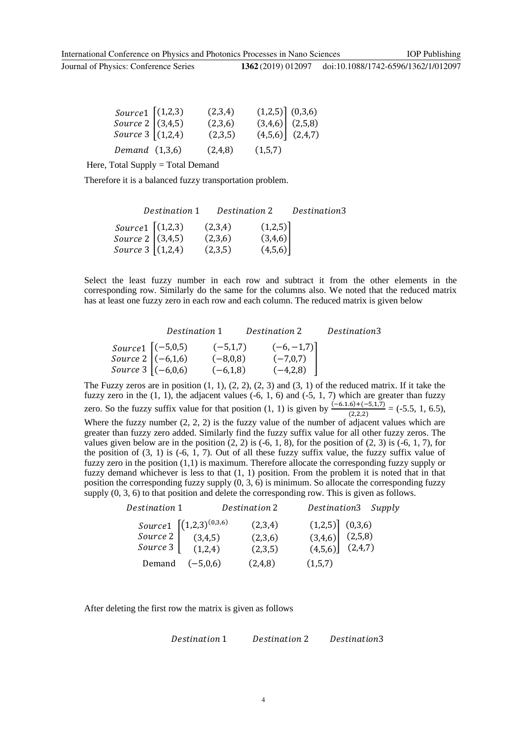$$\begin{array}{l} Source1 \\ Source\ 2 \\ Source\ 3 \end{array} \begin{bmatrix} (1,2,3) & (2,3,4) & (1,2,5) \\ (3,4,5) & (2,3,6) & (3,4,6) \\ (1,2,4) & (2,3,5) & (4,5,6) \end{bmatrix} \begin{array}{l} (0,3,6) \\ (2,5,8) \\ (2,4,7) \end{array}$$

$$Demand \quad (1,3,6) \quad (2,4,8) \quad (1,5,7)$$

Here, Total Supply = Total Demand

Therefore it is a balanced fuzzy transportation problem.

$$\begin{array}{c} \quad Destination\ 1 \quad Destination\ 2 \quad Destination3 \end{array}$$

$$\begin{array}{l} Source1 \\ Source\ 2 \\ Source\ 3 \end{array} \begin{bmatrix} (1,2,3) & (2,3,4) & (1,2,5) \\ (3,4,5) & (2,3,6) & (3,4,6) \\ (1,2,4) & (2,3,5) & (4,5,6) \end{bmatrix}$$

Select the least fuzzy number in each row and subtract it from the other elements in the corresponding row. Similarly do the same for the columns also. We noted that the reduced matrix has at least one fuzzy zero in each row and each column. The reduced matrix is given below

$$\begin{array}{c} \quad Destination\ 1 \quad Destination\ 2 \quad Destination3 \end{array}$$

$$\begin{array}{l} Source1 \\ Source\ 2 \\ Source\ 3 \end{array} \begin{bmatrix} (-5,0,5) & (-5,1,7) & (-6,-1,7) \\ (-6,1,6) & (-8,0,8) & (-7,0,7) \\ (-6,0,6) & (-6,1,8) & (-4,2,8) \end{bmatrix}$$

The Fuzzy zeros are in position (1, 1), (2, 2), (2, 3) and (3, 1) of the reduced matrix. If it take the fuzzy zero in the (1, 1), the adjacent values (-6, 1, 6) and (-5, 1, 7) which are greater than fuzzy zero. So the fuzzy suffix value for that position (1, 1) is given by $\frac{(-6.1.6)+(-5,1,7)}{(2,2,2)}$ = (-5.5, 1, 6.5), Where the fuzzy number (2, 2, 2) is the fuzzy value of the number of adjacent values which are greater than fuzzy zero added. Similarly find the fuzzy suffix value for all other fuzzy zeros. The values given below are in the position (2, 2) is (-6, 1, 8), for the position of (2, 3) is (-6, 1, 7), for the position of (3, 1) is (-6, 1, 7). Out of all these fuzzy suffix value, the fuzzy suffix value of fuzzy zero in the position (1,1) is maximum. Therefore allocate the corresponding fuzzy supply or fuzzy demand whichever is less to that (1, 1) position. From the problem it is noted that in that position the corresponding fuzzy supply (0, 3, 6) is minimum. So allocate the corresponding fuzzy supply (0, 3, 6) to that position and delete the corresponding row. This is given as follows.

$$\begin{array}{c} Destination\ 1 \quad Destination\ 2 \quad Destination3 \quad Supply \end{array}$$

$$\begin{array}{l} Source1 \\ Source\ 2 \\ Source\ 3 \end{array} \begin{bmatrix} (1,2,3)^{(0,3,6)} & (2,3,4) & (1,2,5) \\ (3,4,5) & (2,3,6) & (3,4,6) \\ (1,2,4) & (2,3,5) & (4,5,6) \end{bmatrix} \begin{array}{l} (0,3,6) \\ (2,5,8) \\ (2,4,7) \end{array}$$

$$\text{Demand} \quad (-5,0,6) \quad (2,4,8) \quad (1,5,7)$$

After deleting the first row the matrix is given as follows

$$\begin{array}{c} Destination\ 1 \quad Destination\ 2 \quad Destination3 \end{array}$$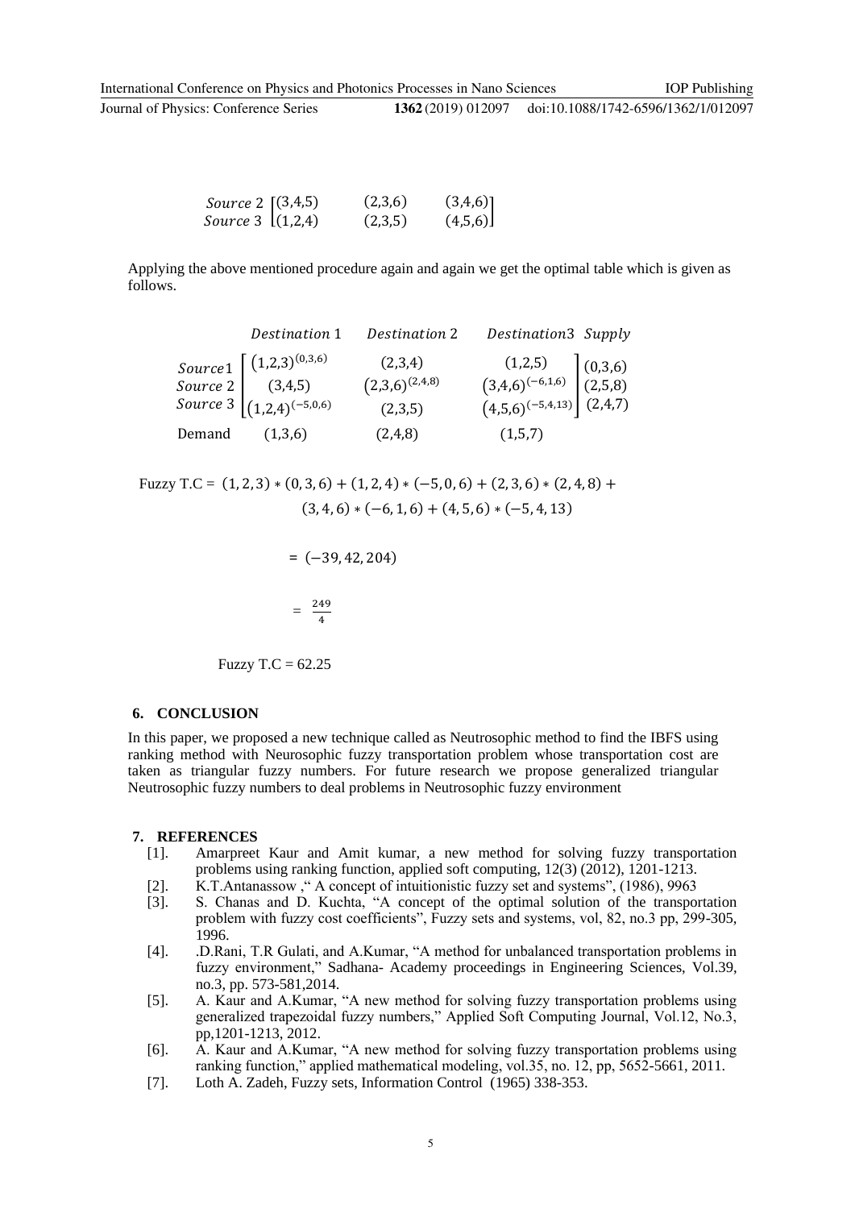$$\begin{matrix} Source\ 2 \\ Source\ 3 \end{matrix} \begin{bmatrix} (3,4,5) & (2,3,6) & (3,4,6) \\ (1,2,4) & (2,3,5) & (4,5,6) \end{bmatrix}$$

Applying the above mentioned procedure again and again we get the optimal table which is given as follows.

|  | *Destination* 1 | *Destination* 2 | *Destination*3 | *Supply* |
|---|---|---|---|---|
| *Source*1 | $(1,2,3)^{(0,3,6)}$ | $(2,3,4)$ | $(1,2,5)$ | $(0,3,6)$ |
| *Source* 2 | $(3,4,5)$ | $(2,3,6)^{(2,4,8)}$ | $(3,4,6)^{(-6,1,6)}$ | $(2,5,8)$ |
| *Source* 3 | $(1,2,4)^{(-5,0,6)}$ | $(2,3,5)$ | $(4,5,6)^{(-5,4,13)}$ | $(2,4,7)$ |
| Demand | $(1,3,6)$ | $(2,4,8)$ | $(1,5,7)$ |  |

$$\text{Fuzzy T.C} = (1,2,3)*(0,3,6) + (1,2,4)*(-5,0,6) + (2,3,6)*(2,4,8) + (3,4,6)*(-6,1,6) + (4,5,6)*(-5,4,13)$$

$$= (-39, 42, 204)$$

$$= \frac{249}{4}$$

Fuzzy T.C = 62.25

## 6. CONCLUSION

In this paper, we proposed a new technique called as Neutrosophic method to find the IBFS using ranking method with Neurosophic fuzzy transportation problem whose transportation cost are taken as triangular fuzzy numbers. For future research we propose generalized triangular Neutrosophic fuzzy numbers to deal problems in Neutrosophic fuzzy environment

## 7. REFERENCES

[1]. Amarpreet Kaur and Amit kumar, a new method for solving fuzzy transportation problems using ranking function, applied soft computing, 12(3) (2012), 1201-1213.

[2]. K.T.Antanassow ," A concept of intuitionistic fuzzy set and systems", (1986), 9963

[3]. S. Chanas and D. Kuchta, "A concept of the optimal solution of the transportation problem with fuzzy cost coefficients", Fuzzy sets and systems, vol, 82, no.3 pp, 299-305, 1996.

[4]. .D.Rani, T.R Gulati, and A.Kumar, "A method for unbalanced transportation problems in fuzzy environment," Sadhana- Academy proceedings in Engineering Sciences, Vol.39, no.3, pp. 573-581,2014.

[5]. A. Kaur and A.Kumar, "A new method for solving fuzzy transportation problems using generalized trapezoidal fuzzy numbers," Applied Soft Computing Journal, Vol.12, No.3, pp,1201-1213, 2012.

[6]. A. Kaur and A.Kumar, "A new method for solving fuzzy transportation problems using ranking function," applied mathematical modeling, vol.35, no. 12, pp, 5652-5661, 2011.

[7]. Loth A. Zadeh, Fuzzy sets, Information Control (1965) 338-353.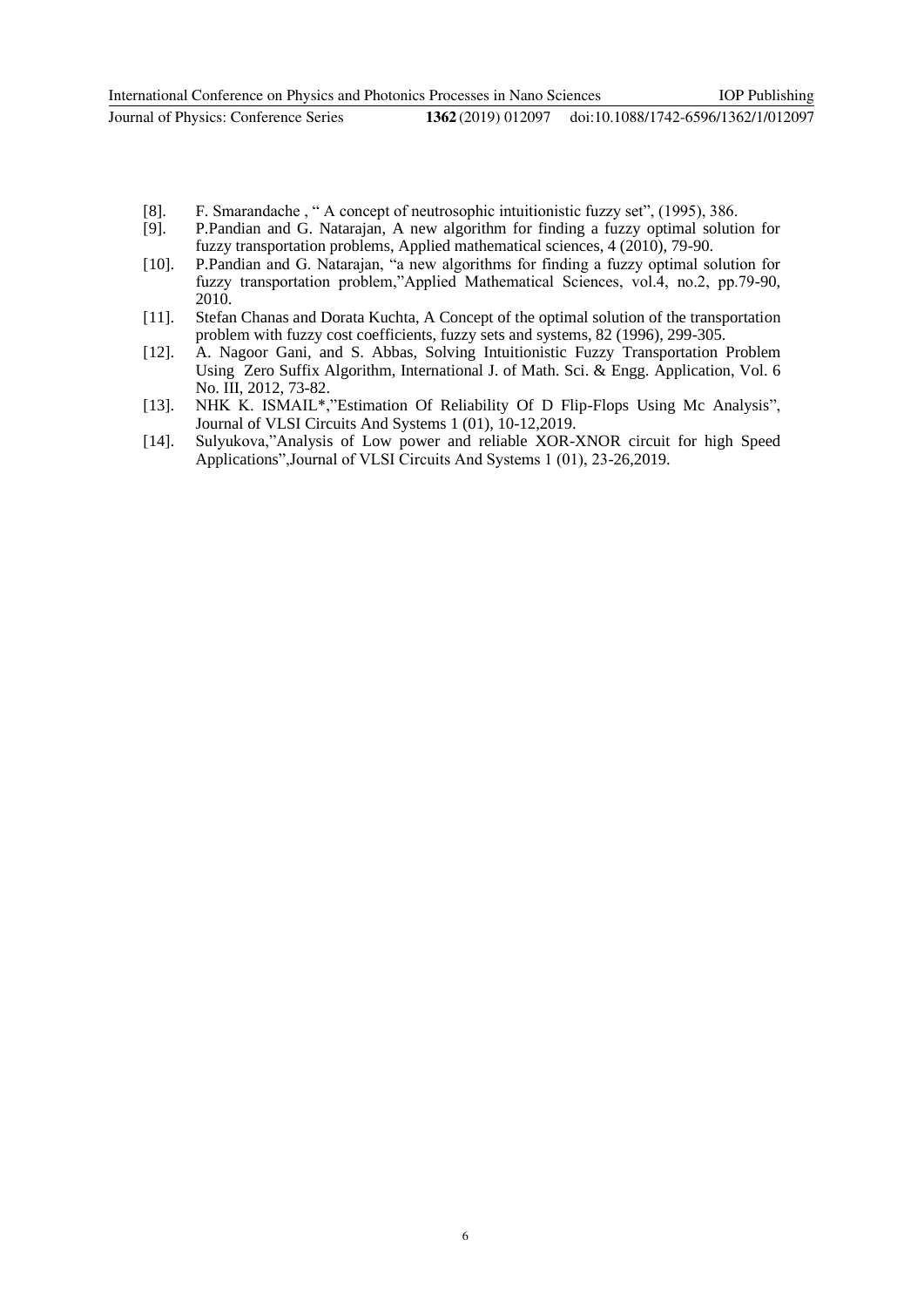[8]. F. Smarandache , " A concept of neutrosophic intuitionistic fuzzy set", (1995), 386.

[9]. P.Pandian and G. Natarajan, A new algorithm for finding a fuzzy optimal solution for fuzzy transportation problems, Applied mathematical sciences, 4 (2010), 79-90.

[10]. P.Pandian and G. Natarajan, "a new algorithms for finding a fuzzy optimal solution for fuzzy transportation problem,"Applied Mathematical Sciences, vol.4, no.2, pp.79-90, 2010.

[11]. Stefan Chanas and Dorata Kuchta, A Concept of the optimal solution of the transportation problem with fuzzy cost coefficients, fuzzy sets and systems, 82 (1996), 299-305.

[12]. A. Nagoor Gani, and S. Abbas, Solving Intuitionistic Fuzzy Transportation Problem Using Zero Suffix Algorithm, International J. of Math. Sci. & Engg. Application, Vol. 6 No. III, 2012, 73-82.

[13]. NHK K. ISMAIL*,"Estimation Of Reliability Of D Flip-Flops Using Mc Analysis", Journal of VLSI Circuits And Systems 1 (01), 10-12,2019.

[14]. Sulyukova,"Analysis of Low power and reliable XOR-XNOR circuit for high Speed Applications",Journal of VLSI Circuits And Systems 1 (01), 23-26,2019.